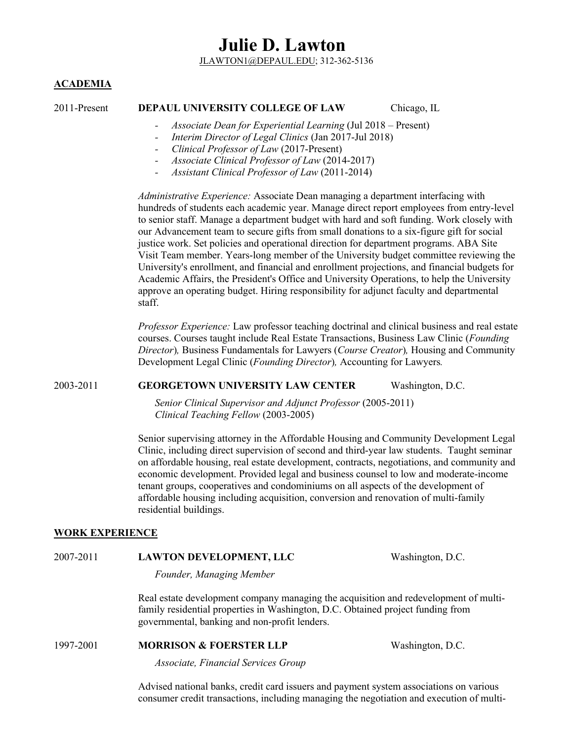# Julie D. Lawton

JLAWTON1@DEPAUL.EDU; 312-362-5136

## ACADEMIA

**2011-Present** **DEPAUL UNIVERSITY COLLEGE OF LAW** Chicago, IL

- *Associate Dean for Experiential Learning* (Jul 2018 – Present)
- *Interim Director of Legal Clinics* (Jan 2017-Jul 2018)
- *Clinical Professor of Law* (2017-Present)
- *Associate Clinical Professor of Law* (2014-2017)
- *Assistant Clinical Professor of Law* (2011-2014)

*Administrative Experience:* Associate Dean managing a department interfacing with hundreds of students each academic year. Manage direct report employees from entry-level to senior staff. Manage a department budget with hard and soft funding. Work closely with our Advancement team to secure gifts from small donations to a six-figure gift for social justice work. Set policies and operational direction for department programs. ABA Site Visit Team member. Years-long member of the University budget committee reviewing the University's enrollment, and financial and enrollment projections, and financial budgets for Academic Affairs, the President's Office and University Operations, to help the University approve an operating budget. Hiring responsibility for adjunct faculty and departmental staff.

*Professor Experience:* Law professor teaching doctrinal and clinical business and real estate courses. Courses taught include Real Estate Transactions, Business Law Clinic (*Founding Director*)*,* Business Fundamentals for Lawyers (*Course Creator*)*,* Housing and Community Development Legal Clinic (*Founding Director*)*,* Accounting for Lawyers*.*

**2003-2011** **GEORGETOWN UNIVERSITY LAW CENTER** Washington, D.C.

*Senior Clinical Supervisor and Adjunct Professor* (2005-2011)
*Clinical Teaching Fellow* (2003-2005)

Senior supervising attorney in the Affordable Housing and Community Development Legal Clinic, including direct supervision of second and third-year law students. Taught seminar on affordable housing, real estate development, contracts, negotiations, and community and economic development. Provided legal and business counsel to low and moderate-income tenant groups, cooperatives and condominiums on all aspects of the development of affordable housing including acquisition, conversion and renovation of multi-family residential buildings.

## WORK EXPERIENCE

**2007-2011** **LAWTON DEVELOPMENT, LLC** Washington, D.C.

*Founder, Managing Member*

Real estate development company managing the acquisition and redevelopment of multi-family residential properties in Washington, D.C. Obtained project funding from governmental, banking and non-profit lenders.

**1997-2001** **MORRISON & FOERSTER LLP** Washington, D.C.

*Associate, Financial Services Group*

Advised national banks, credit card issuers and payment system associations on various consumer credit transactions, including managing the negotiation and execution of multi-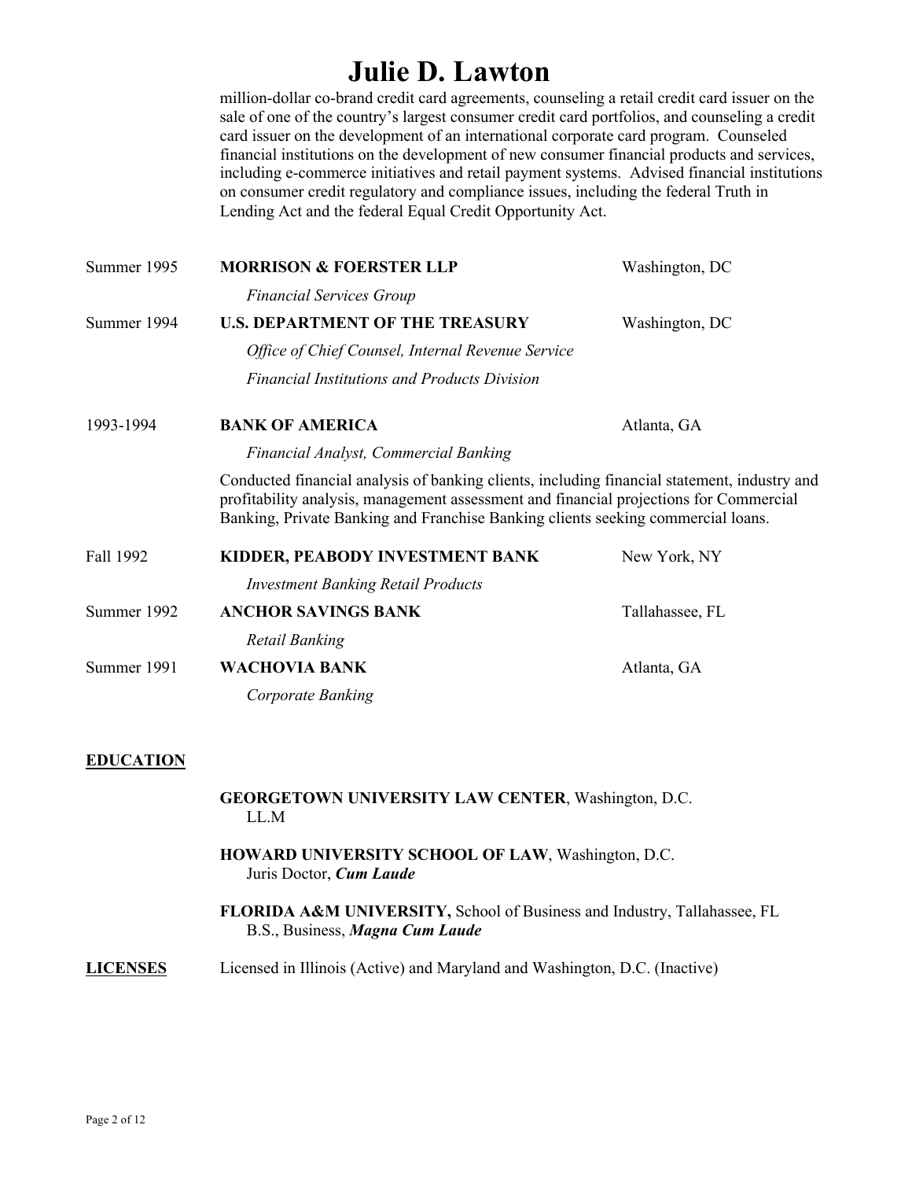million-dollar co-brand credit card agreements, counseling a retail credit card issuer on the sale of one of the country's largest consumer credit card portfolios, and counseling a credit card issuer on the development of an international corporate card program. Counseled financial institutions on the development of new consumer financial products and services, including e-commerce initiatives and retail payment systems. Advised financial institutions on consumer credit regulatory and compliance issues, including the federal Truth in Lending Act and the federal Equal Credit Opportunity Act.

Summer 1995 **MORRISON & FOERSTER LLP** Washington, DC

*Financial Services Group*

Summer 1994 **U.S. DEPARTMENT OF THE TREASURY** Washington, DC

*Office of Chief Counsel, Internal Revenue Service*

*Financial Institutions and Products Division*

1993-1994 **BANK OF AMERICA** Atlanta, GA

*Financial Analyst, Commercial Banking*

Conducted financial analysis of banking clients, including financial statement, industry and profitability analysis, management assessment and financial projections for Commercial Banking, Private Banking and Franchise Banking clients seeking commercial loans.

Fall 1992 **KIDDER, PEABODY INVESTMENT BANK** New York, NY

*Investment Banking Retail Products*

Summer 1992 **ANCHOR SAVINGS BANK** Tallahassee, FL

*Retail Banking*

Summer 1991 **WACHOVIA BANK** Atlanta, GA

*Corporate Banking*

## EDUCATION

**GEORGETOWN UNIVERSITY LAW CENTER**, Washington, D.C.
LL.M

**HOWARD UNIVERSITY SCHOOL OF LAW**, Washington, D.C.
Juris Doctor, ***Cum Laude***

**FLORIDA A&M UNIVERSITY,** School of Business and Industry, Tallahassee, FL
B.S., Business, ***Magna Cum Laude***

## LICENSES

Licensed in Illinois (Active) and Maryland and Washington, D.C. (Inactive)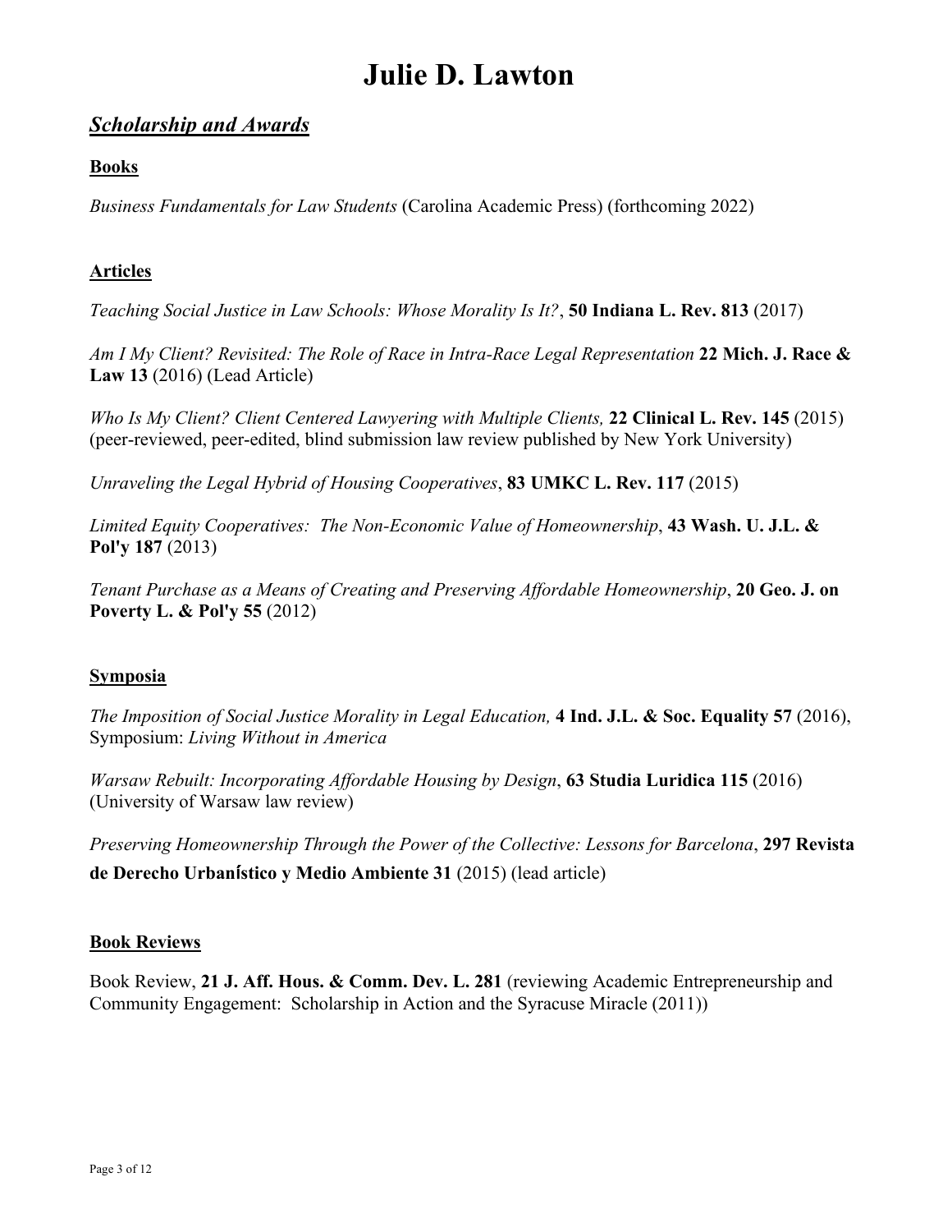# Julie D. Lawton

## *Scholarship and Awards*

### Books

*Business Fundamentals for Law Students* (Carolina Academic Press) (forthcoming 2022)

### Articles

*Teaching Social Justice in Law Schools: Whose Morality Is It?*, **50 Indiana L. Rev. 813** (2017)

*Am I My Client? Revisited: The Role of Race in Intra-Race Legal Representation* **22 Mich. J. Race & Law 13** (2016) (Lead Article)

*Who Is My Client? Client Centered Lawyering with Multiple Clients,* **22 Clinical L. Rev. 145** (2015) (peer-reviewed, peer-edited, blind submission law review published by New York University)

*Unraveling the Legal Hybrid of Housing Cooperatives*, **83 UMKC L. Rev. 117** (2015)

*Limited Equity Cooperatives: The Non-Economic Value of Homeownership*, **43 Wash. U. J.L. & Pol'y 187** (2013)

*Tenant Purchase as a Means of Creating and Preserving Affordable Homeownership*, **20 Geo. J. on Poverty L. & Pol'y 55** (2012)

### Symposia

*The Imposition of Social Justice Morality in Legal Education,* **4 Ind. J.L. & Soc. Equality 57** (2016), Symposium: *Living Without in America*

*Warsaw Rebuilt: Incorporating Affordable Housing by Design*, **63 Studia Luridica 115** (2016) (University of Warsaw law review)

*Preserving Homeownership Through the Power of the Collective: Lessons for Barcelona*, **297 Revista de Derecho Urbanístico y Medio Ambiente 31** (2015) (lead article)

### Book Reviews

Book Review, **21 J. Aff. Hous. & Comm. Dev. L. 281** (reviewing Academic Entrepreneurship and Community Engagement: Scholarship in Action and the Syracuse Miracle (2011))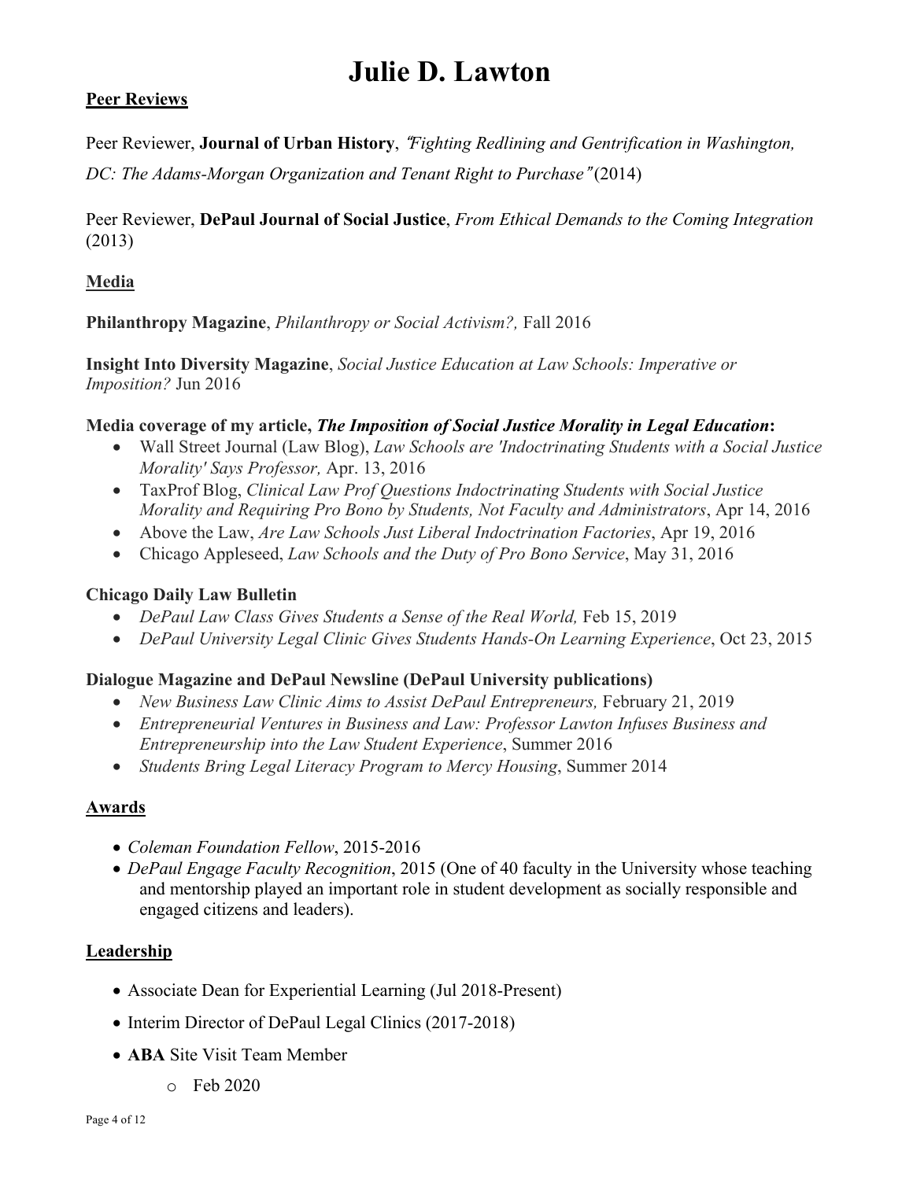# Julie D. Lawton

## Peer Reviews

Peer Reviewer, **Journal of Urban History**, *"Fighting Redlining and Gentrification in Washington, DC: The Adams-Morgan Organization and Tenant Right to Purchase"* (2014)

Peer Reviewer, **DePaul Journal of Social Justice**, *From Ethical Demands to the Coming Integration* (2013)

## Media

**Philanthropy Magazine**, *Philanthropy or Social Activism?,* Fall 2016

**Insight Into Diversity Magazine**, *Social Justice Education at Law Schools: Imperative or Imposition?* Jun 2016

**Media coverage of my article, *The Imposition of Social Justice Morality in Legal Education*:**

- Wall Street Journal (Law Blog), *Law Schools are 'Indoctrinating Students with a Social Justice Morality' Says Professor,* Apr. 13, 2016
- TaxProf Blog, *Clinical Law Prof Questions Indoctrinating Students with Social Justice Morality and Requiring Pro Bono by Students, Not Faculty and Administrators*, Apr 14, 2016
- Above the Law, *Are Law Schools Just Liberal Indoctrination Factories*, Apr 19, 2016
- Chicago Appleseed, *Law Schools and the Duty of Pro Bono Service*, May 31, 2016

**Chicago Daily Law Bulletin**

- *DePaul Law Class Gives Students a Sense of the Real World,* Feb 15, 2019
- *DePaul University Legal Clinic Gives Students Hands-On Learning Experience*, Oct 23, 2015

**Dialogue Magazine and DePaul Newsline (DePaul University publications)**

- *New Business Law Clinic Aims to Assist DePaul Entrepreneurs,* February 21, 2019
- *Entrepreneurial Ventures in Business and Law: Professor Lawton Infuses Business and Entrepreneurship into the Law Student Experience*, Summer 2016
- *Students Bring Legal Literacy Program to Mercy Housing*, Summer 2014

## Awards

- *Coleman Foundation Fellow*, 2015-2016
- *DePaul Engage Faculty Recognition*, 2015 (One of 40 faculty in the University whose teaching and mentorship played an important role in student development as socially responsible and engaged citizens and leaders).

## Leadership

- Associate Dean for Experiential Learning (Jul 2018-Present)
- Interim Director of DePaul Legal Clinics (2017-2018)
- **ABA** Site Visit Team Member
  - Feb 2020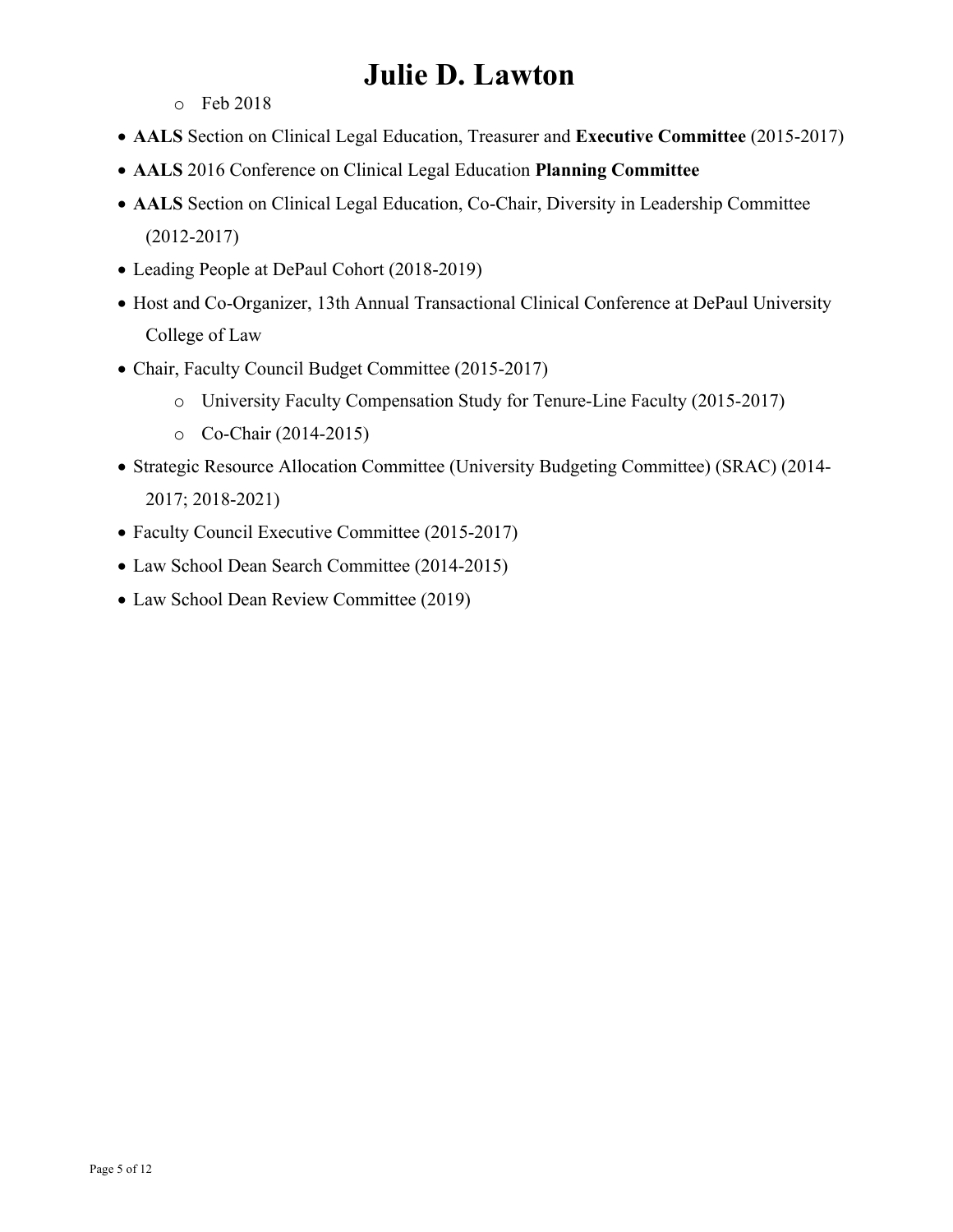- Feb 2018
- **AALS** Section on Clinical Legal Education, Treasurer and **Executive Committee** (2015-2017)
- **AALS** 2016 Conference on Clinical Legal Education **Planning Committee**
- **AALS** Section on Clinical Legal Education, Co-Chair, Diversity in Leadership Committee (2012-2017)
- Leading People at DePaul Cohort (2018-2019)
- Host and Co-Organizer, 13th Annual Transactional Clinical Conference at DePaul University College of Law
- Chair, Faculty Council Budget Committee (2015-2017)
  - University Faculty Compensation Study for Tenure-Line Faculty (2015-2017)
  - Co-Chair (2014-2015)
- Strategic Resource Allocation Committee (University Budgeting Committee) (SRAC) (2014-2017; 2018-2021)
- Faculty Council Executive Committee (2015-2017)
- Law School Dean Search Committee (2014-2015)
- Law School Dean Review Committee (2019)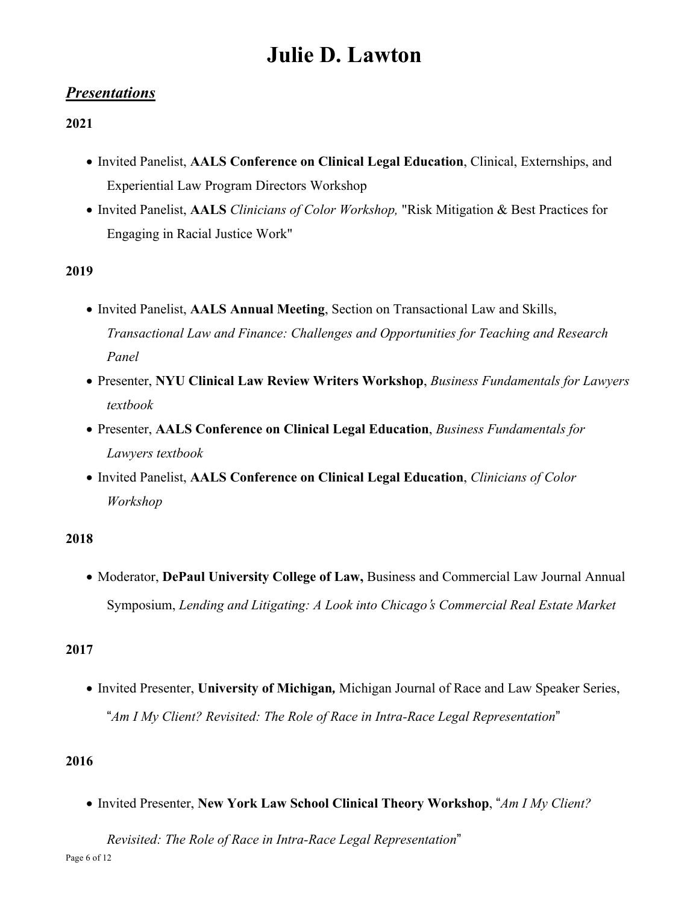# Julie D. Lawton

## ***Presentations***

**2021**

- Invited Panelist, **AALS Conference on Clinical Legal Education**, Clinical, Externships, and Experiential Law Program Directors Workshop
- Invited Panelist, **AALS** *Clinicians of Color Workshop,* "Risk Mitigation & Best Practices for Engaging in Racial Justice Work"

**2019**

- Invited Panelist, **AALS Annual Meeting**, Section on Transactional Law and Skills, *Transactional Law and Finance: Challenges and Opportunities for Teaching and Research Panel*
- Presenter, **NYU Clinical Law Review Writers Workshop**, *Business Fundamentals for Lawyers textbook*
- Presenter, **AALS Conference on Clinical Legal Education**, *Business Fundamentals for Lawyers textbook*
- Invited Panelist, **AALS Conference on Clinical Legal Education**, *Clinicians of Color Workshop*

**2018**

- Moderator, **DePaul University College of Law,** Business and Commercial Law Journal Annual Symposium, *Lending and Litigating: A Look into Chicago's Commercial Real Estate Market*

**2017**

- Invited Presenter, **University of Michigan,** Michigan Journal of Race and Law Speaker Series, "*Am I My Client? Revisited: The Role of Race in Intra-Race Legal Representation*"

**2016**

- Invited Presenter, **New York Law School Clinical Theory Workshop**, "*Am I My Client? Revisited: The Role of Race in Intra-Race Legal Representation*"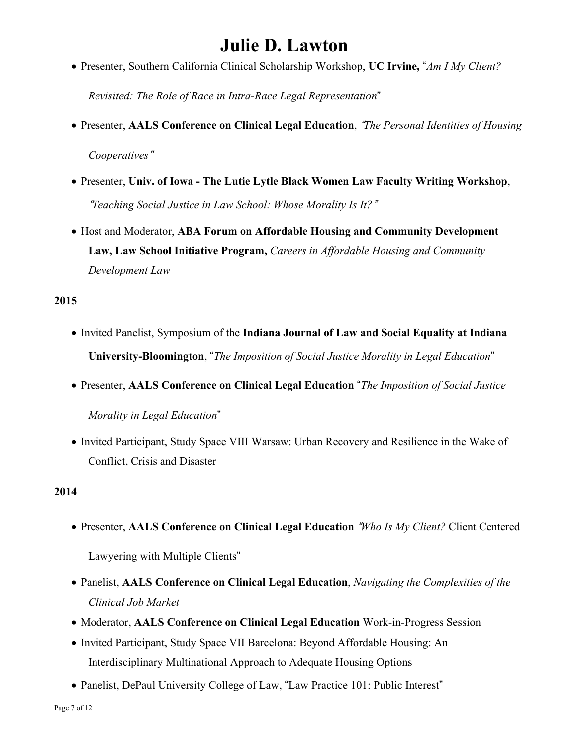- Presenter, Southern California Clinical Scholarship Workshop, **UC Irvine,** "*Am I My Client? Revisited: The Role of Race in Intra-Race Legal Representation*"
- Presenter, **AALS Conference on Clinical Legal Education**, "*The Personal Identities of Housing Cooperatives*"
- Presenter, **Univ. of Iowa - The Lutie Lytle Black Women Law Faculty Writing Workshop**, "*Teaching Social Justice in Law School: Whose Morality Is It?*"
- Host and Moderator, **ABA Forum on Affordable Housing and Community Development Law, Law School Initiative Program,** *Careers in Affordable Housing and Community Development Law*

**2015**

- Invited Panelist, Symposium of the **Indiana Journal of Law and Social Equality at Indiana University-Bloomington**, "*The Imposition of Social Justice Morality in Legal Education*"
- Presenter, **AALS Conference on Clinical Legal Education** "*The Imposition of Social Justice Morality in Legal Education*"
- Invited Participant, Study Space VIII Warsaw: Urban Recovery and Resilience in the Wake of Conflict, Crisis and Disaster

**2014**

- Presenter, **AALS Conference on Clinical Legal Education** "*Who Is My Client?* Client Centered Lawyering with Multiple Clients"
- Panelist, **AALS Conference on Clinical Legal Education**, *Navigating the Complexities of the Clinical Job Market*
- Moderator, **AALS Conference on Clinical Legal Education** Work-in-Progress Session
- Invited Participant, Study Space VII Barcelona: Beyond Affordable Housing: An Interdisciplinary Multinational Approach to Adequate Housing Options
- Panelist, DePaul University College of Law, "Law Practice 101: Public Interest"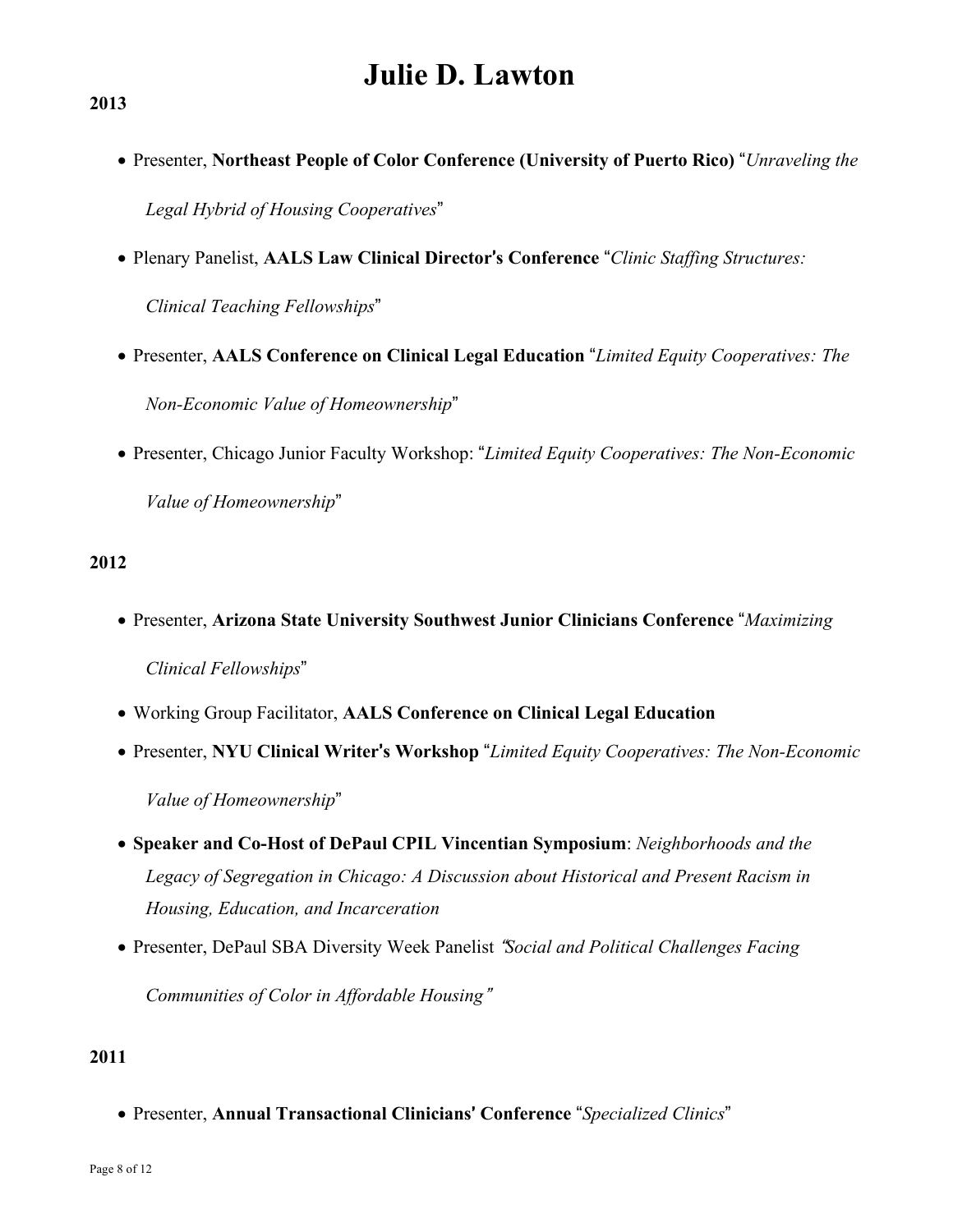**2013**

- Presenter, **Northeast People of Color Conference (University of Puerto Rico)** "*Unraveling the Legal Hybrid of Housing Cooperatives*"
- Plenary Panelist, **AALS Law Clinical Director's Conference** "*Clinic Staffing Structures: Clinical Teaching Fellowships*"
- Presenter, **AALS Conference on Clinical Legal Education** "*Limited Equity Cooperatives: The Non-Economic Value of Homeownership*"
- Presenter, Chicago Junior Faculty Workshop: "*Limited Equity Cooperatives: The Non-Economic Value of Homeownership*"

**2012**

- Presenter, **Arizona State University Southwest Junior Clinicians Conference** "*Maximizing Clinical Fellowships*"
- Working Group Facilitator, **AALS Conference on Clinical Legal Education**
- Presenter, **NYU Clinical Writer's Workshop** "*Limited Equity Cooperatives: The Non-Economic Value of Homeownership*"
- **Speaker and Co-Host of DePaul CPIL Vincentian Symposium**: *Neighborhoods and the Legacy of Segregation in Chicago: A Discussion about Historical and Present Racism in Housing, Education, and Incarceration*
- Presenter, DePaul SBA Diversity Week Panelist *"Social and Political Challenges Facing Communities of Color in Affordable Housing"*

**2011**

- Presenter, **Annual Transactional Clinicians' Conference** "*Specialized Clinics*"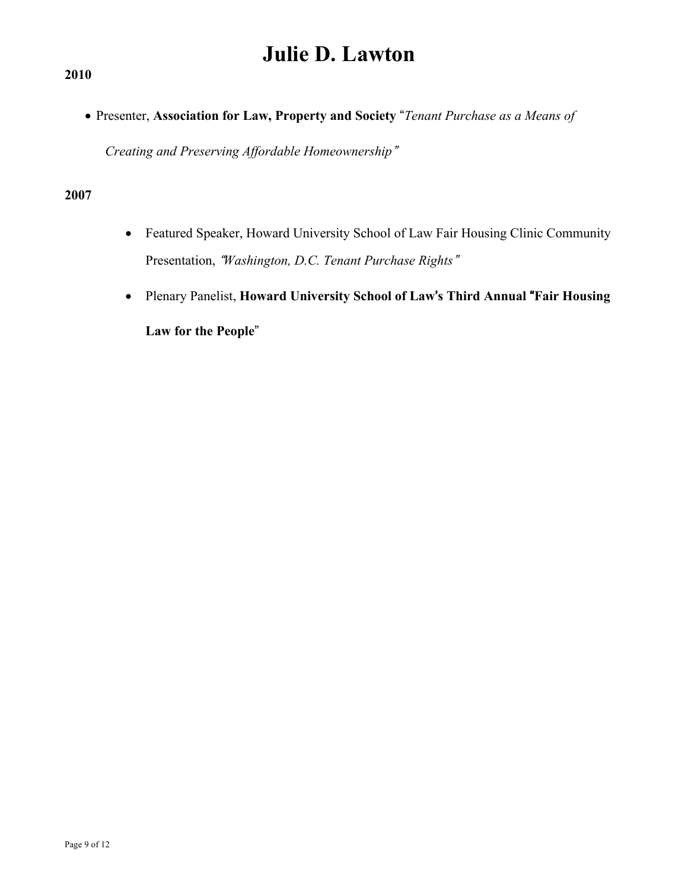**2010**

- Presenter, **Association for Law, Property and Society** "*Tenant Purchase as a Means of Creating and Preserving Affordable Homeownership*"

**2007**

- Featured Speaker, Howard University School of Law Fair Housing Clinic Community Presentation, "*Washington, D.C. Tenant Purchase Rights*"
- Plenary Panelist, **Howard University School of Law's Third Annual "Fair Housing Law for the People**"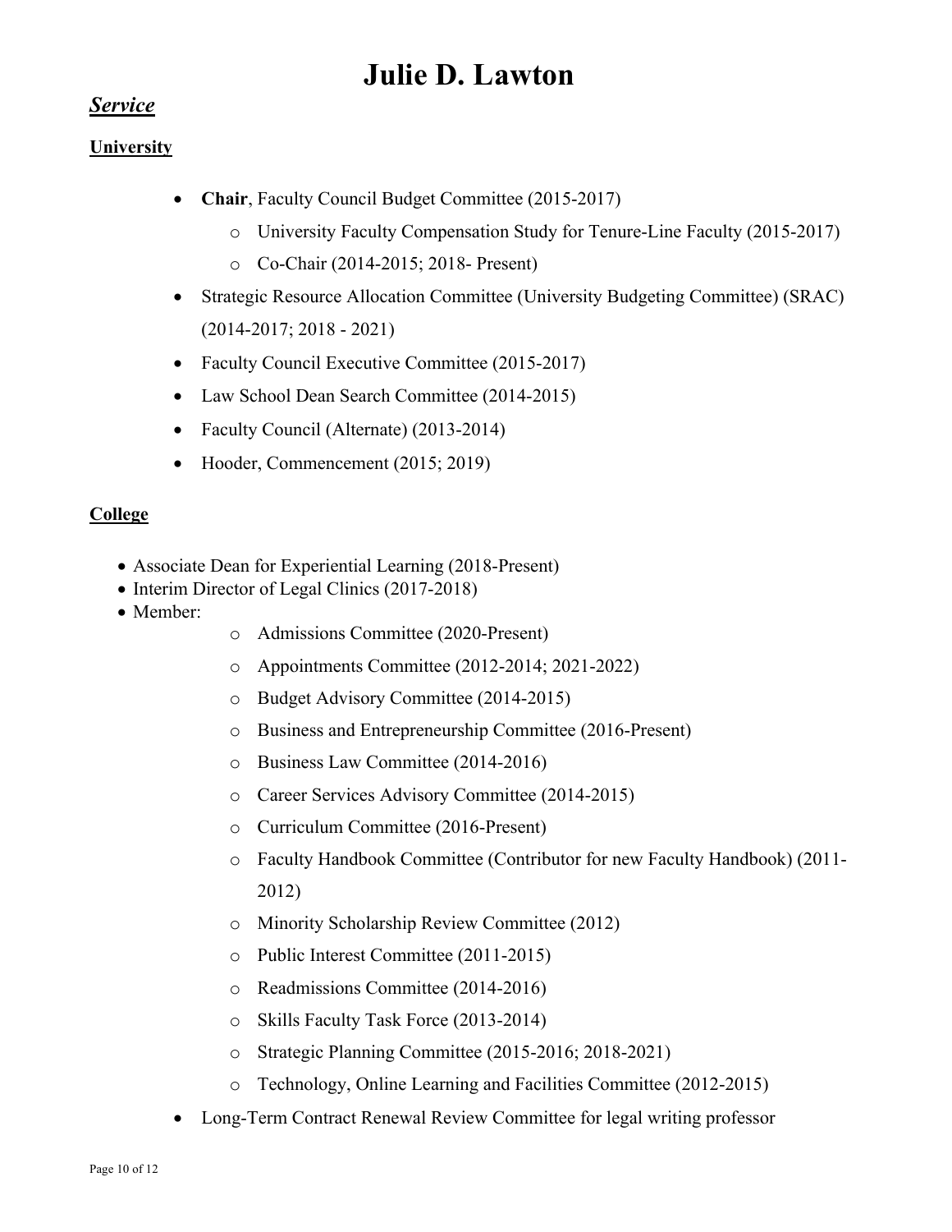# Julie D. Lawton

## *Service*

### University

- **Chair**, Faculty Council Budget Committee (2015-2017)
  - University Faculty Compensation Study for Tenure-Line Faculty (2015-2017)
  - Co-Chair (2014-2015; 2018- Present)
- Strategic Resource Allocation Committee (University Budgeting Committee) (SRAC) (2014-2017; 2018 - 2021)
- Faculty Council Executive Committee (2015-2017)
- Law School Dean Search Committee (2014-2015)
- Faculty Council (Alternate) (2013-2014)
- Hooder, Commencement (2015; 2019)

### College

- Associate Dean for Experiential Learning (2018-Present)
- Interim Director of Legal Clinics (2017-2018)
- Member:
  - Admissions Committee (2020-Present)
  - Appointments Committee (2012-2014; 2021-2022)
  - Budget Advisory Committee (2014-2015)
  - Business and Entrepreneurship Committee (2016-Present)
  - Business Law Committee (2014-2016)
  - Career Services Advisory Committee (2014-2015)
  - Curriculum Committee (2016-Present)
  - Faculty Handbook Committee (Contributor for new Faculty Handbook) (2011-2012)
  - Minority Scholarship Review Committee (2012)
  - Public Interest Committee (2011-2015)
  - Readmissions Committee (2014-2016)
  - Skills Faculty Task Force (2013-2014)
  - Strategic Planning Committee (2015-2016; 2018-2021)
  - Technology, Online Learning and Facilities Committee (2012-2015)
- Long-Term Contract Renewal Review Committee for legal writing professor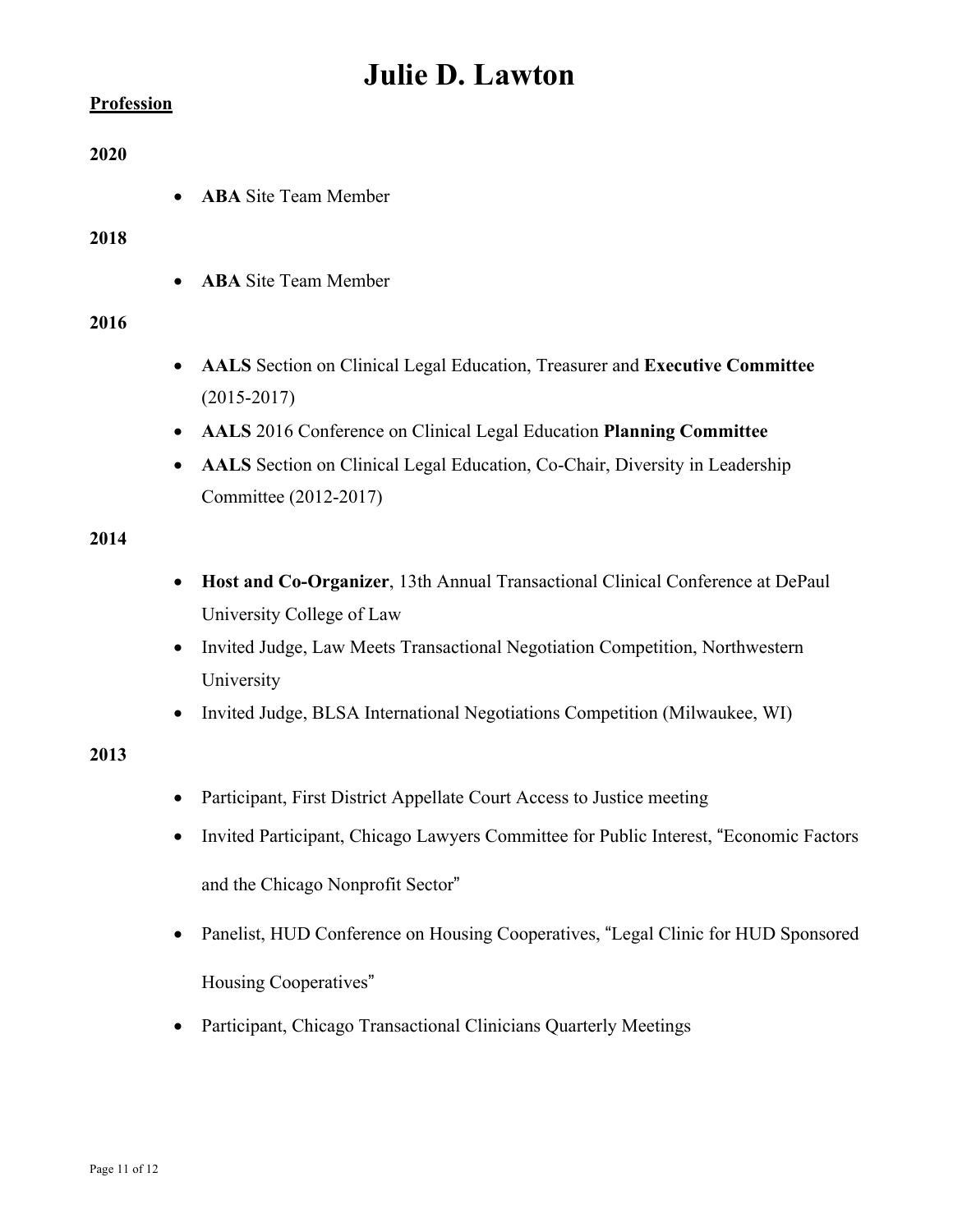# Julie D. Lawton

**Profession**

**2020**

- **ABA** Site Team Member

**2018**

- **ABA** Site Team Member

**2016**

- **AALS** Section on Clinical Legal Education, Treasurer and **Executive Committee** (2015-2017)
- **AALS** 2016 Conference on Clinical Legal Education **Planning Committee**
- **AALS** Section on Clinical Legal Education, Co-Chair, Diversity in Leadership Committee (2012-2017)

**2014**

- **Host and Co-Organizer**, 13th Annual Transactional Clinical Conference at DePaul University College of Law
- Invited Judge, Law Meets Transactional Negotiation Competition, Northwestern University
- Invited Judge, BLSA International Negotiations Competition (Milwaukee, WI)

**2013**

- Participant, First District Appellate Court Access to Justice meeting
- Invited Participant, Chicago Lawyers Committee for Public Interest, "Economic Factors and the Chicago Nonprofit Sector"
- Panelist, HUD Conference on Housing Cooperatives, "Legal Clinic for HUD Sponsored Housing Cooperatives"
- Participant, Chicago Transactional Clinicians Quarterly Meetings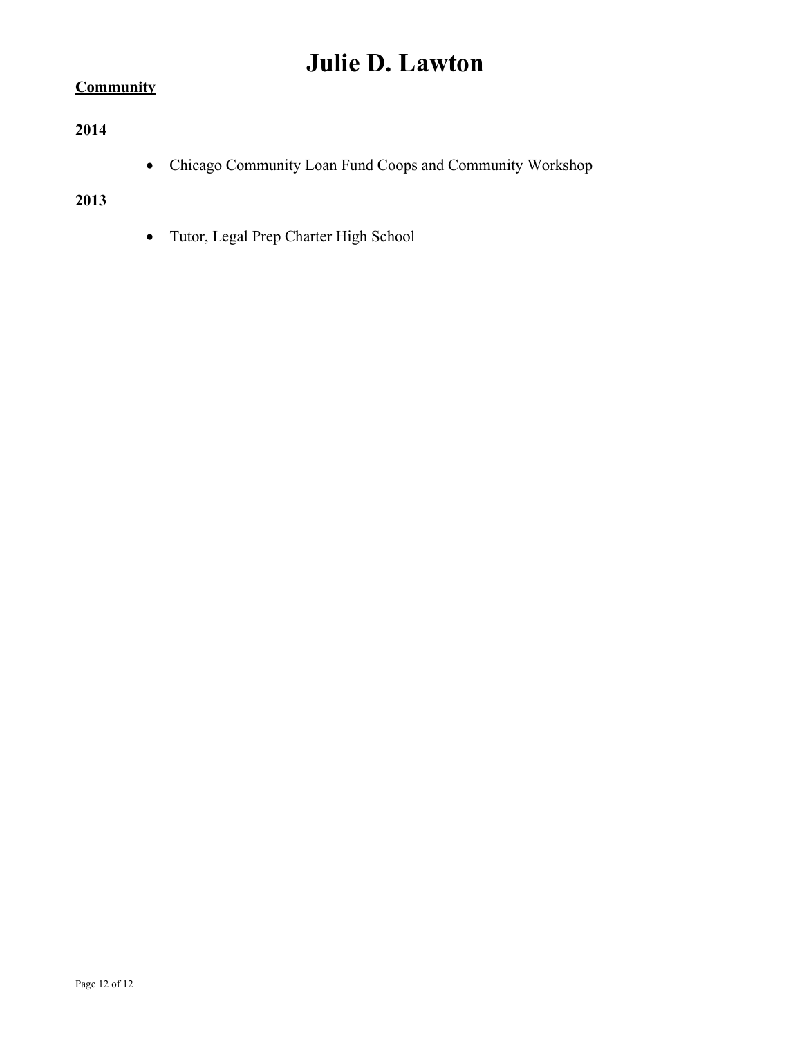**Community**

**2014**

- Chicago Community Loan Fund Coops and Community Workshop

**2013**

- Tutor, Legal Prep Charter High School